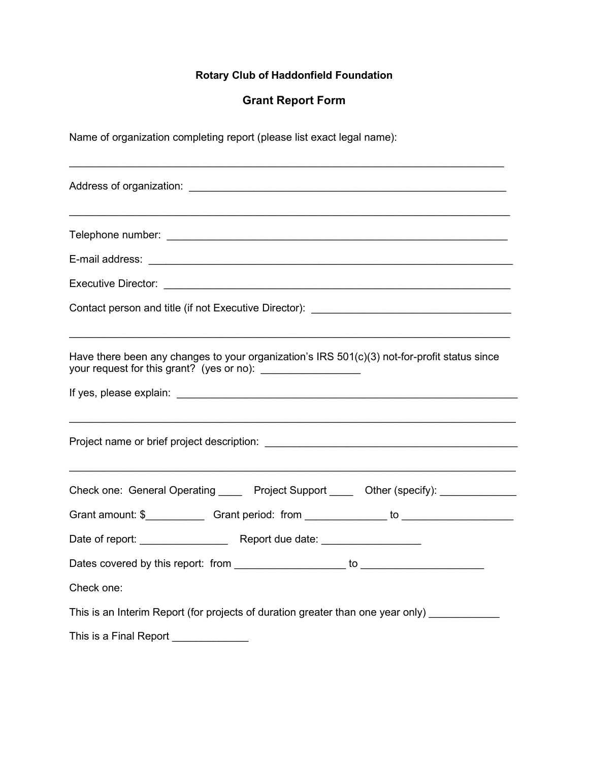**Rotary Club of Haddonfield Foundation**

## Grant Report Form

Name of organization completing report (please list exact legal name):

_____________________________________________________________________________

Address of organization: _______________________________________________________

_____________________________________________________________________________

Telephone number: ____________________________________________________________

E-mail address: _______________________________________________________________

Executive Director: _____________________________________________________________

Contact person and title (if not Executive Director): _______________________________

_____________________________________________________________________________

Have there been any changes to your organization's IRS 501(c)(3) not-for-profit status since your request for this grant? (yes or no): _________________

If yes, please explain: ___________________________________________________________

_____________________________________________________________________________

Project name or brief project description: __________________________________________

_____________________________________________________________________________

Check one: General Operating ____ Project Support ____ Other (specify): _____________

Grant amount: $__________ Grant period: from ______________ to ___________________

Date of report: _______________ Report due date: _________________

Dates covered by this report: from ___________________ to ____________________

Check one:

This is an Interim Report (for projects of duration greater than one year only) ____________

This is a Final Report _____________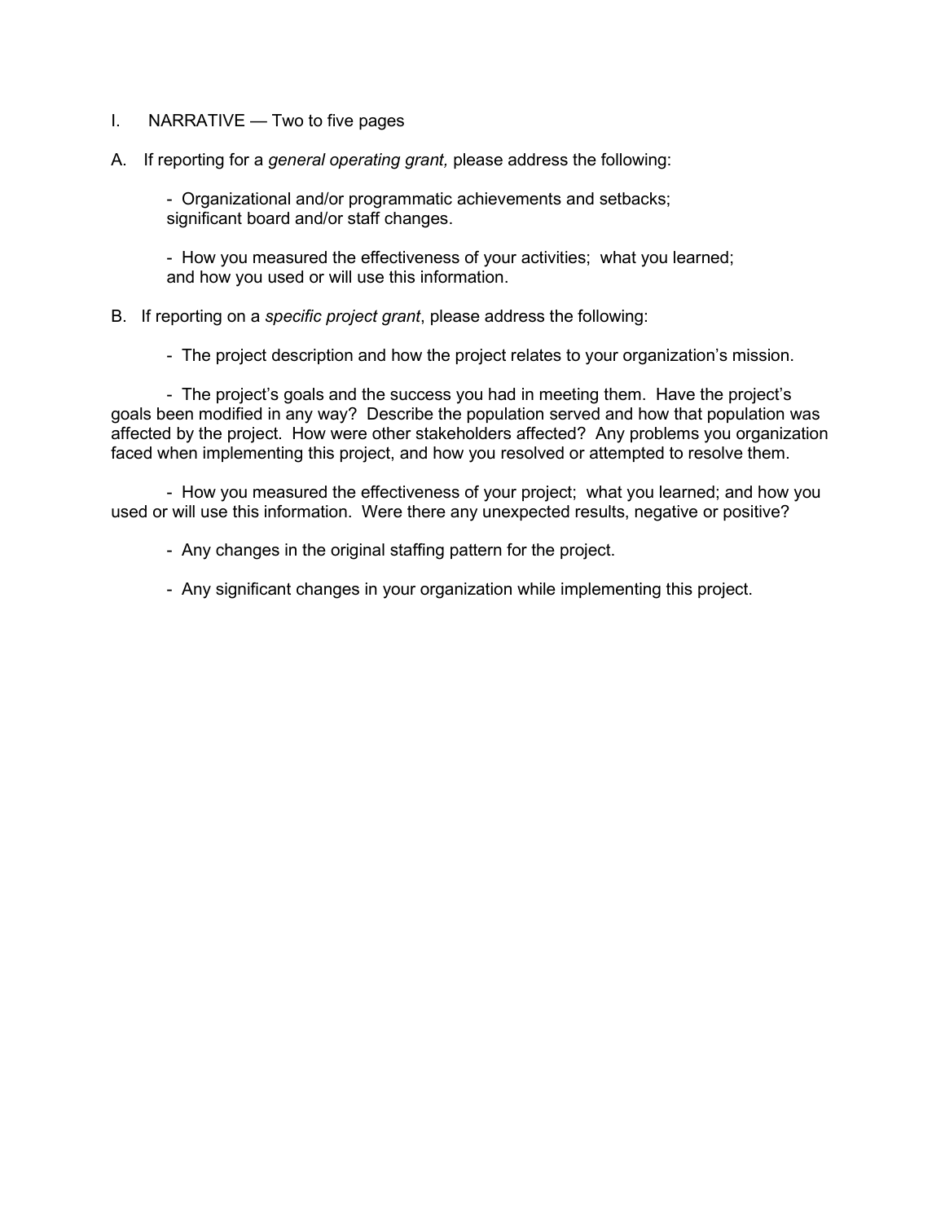I. NARRATIVE — Two to five pages

A. If reporting for a *general operating grant,* please address the following:

- Organizational and/or programmatic achievements and setbacks; significant board and/or staff changes.

- How you measured the effectiveness of your activities; what you learned; and how you used or will use this information.

B. If reporting on a *specific project grant*, please address the following:

- The project description and how the project relates to your organization's mission.

- The project's goals and the success you had in meeting them. Have the project's goals been modified in any way? Describe the population served and how that population was affected by the project. How were other stakeholders affected? Any problems you organization faced when implementing this project, and how you resolved or attempted to resolve them.

- How you measured the effectiveness of your project; what you learned; and how you used or will use this information. Were there any unexpected results, negative or positive?

- Any changes in the original staffing pattern for the project.

- Any significant changes in your organization while implementing this project.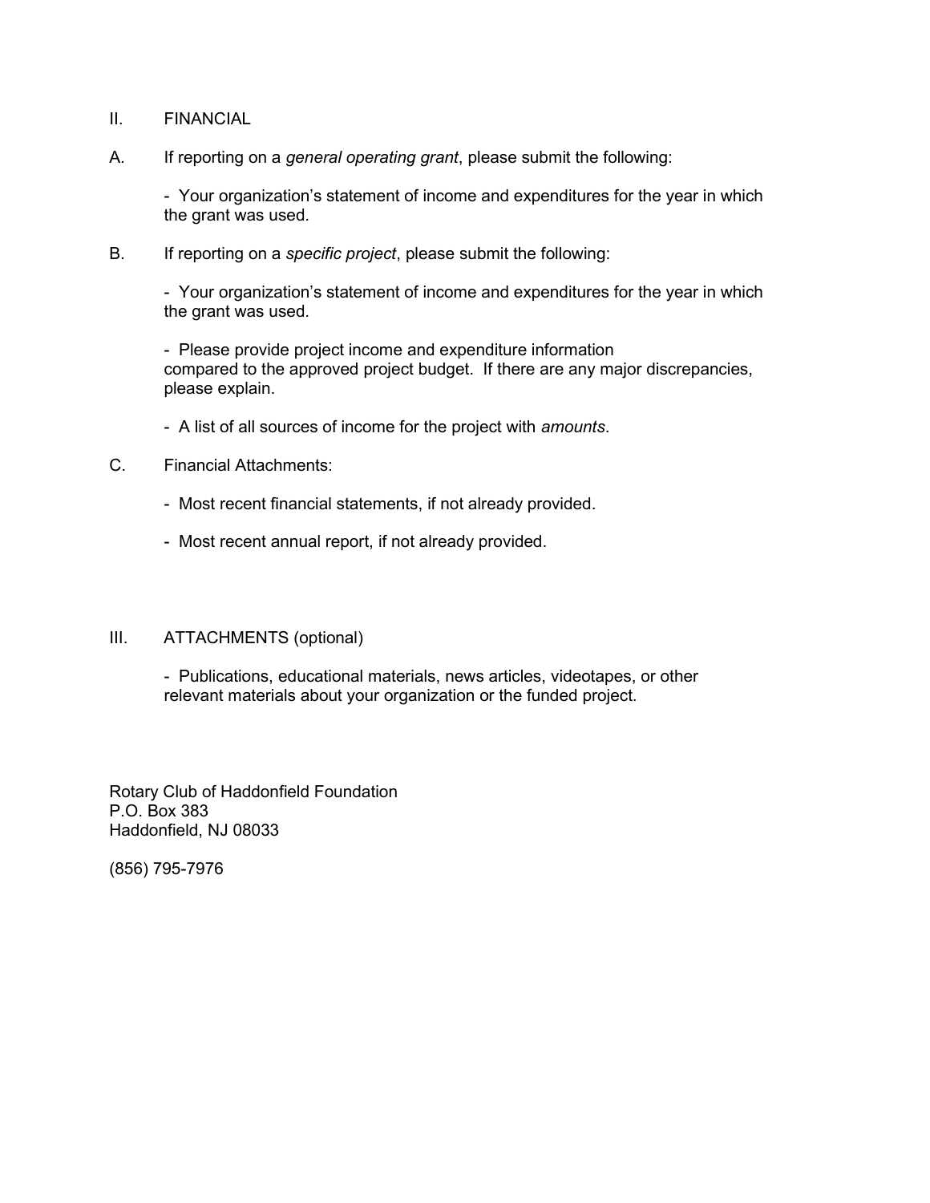## II. FINANCIAL

A. If reporting on a *general operating grant*, please submit the following:

- Your organization's statement of income and expenditures for the year in which the grant was used.

B. If reporting on a *specific project*, please submit the following:

- Your organization's statement of income and expenditures for the year in which the grant was used.

- Please provide project income and expenditure information compared to the approved project budget. If there are any major discrepancies, please explain.

- A list of all sources of income for the project with *amounts*.

C. Financial Attachments:

- Most recent financial statements, if not already provided.

- Most recent annual report, if not already provided.

## III. ATTACHMENTS (optional)

- Publications, educational materials, news articles, videotapes, or other relevant materials about your organization or the funded project.

Rotary Club of Haddonfield Foundation
P.O. Box 383
Haddonfield, NJ 08033

(856) 795-7976